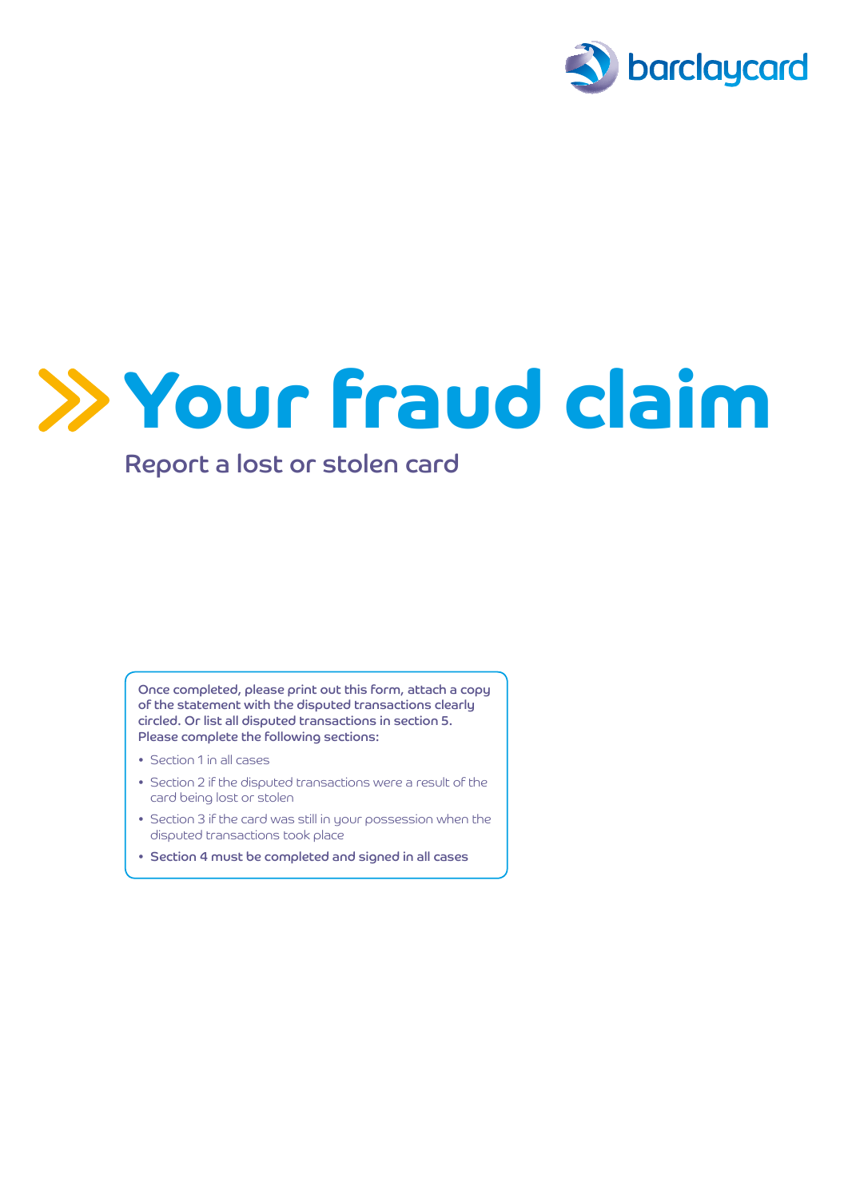barclaycard

# Your fraud claim

## Report a lost or stolen card

**Once completed, please print out this form, attach a copy of the statement with the disputed transactions clearly circled. Or list all disputed transactions in section 5. Please complete the following sections:**

- Section 1 in all cases
- Section 2 if the disputed transactions were a result of the card being lost or stolen
- Section 3 if the card was still in your possession when the disputed transactions took place
- **Section 4 must be completed and signed in all cases**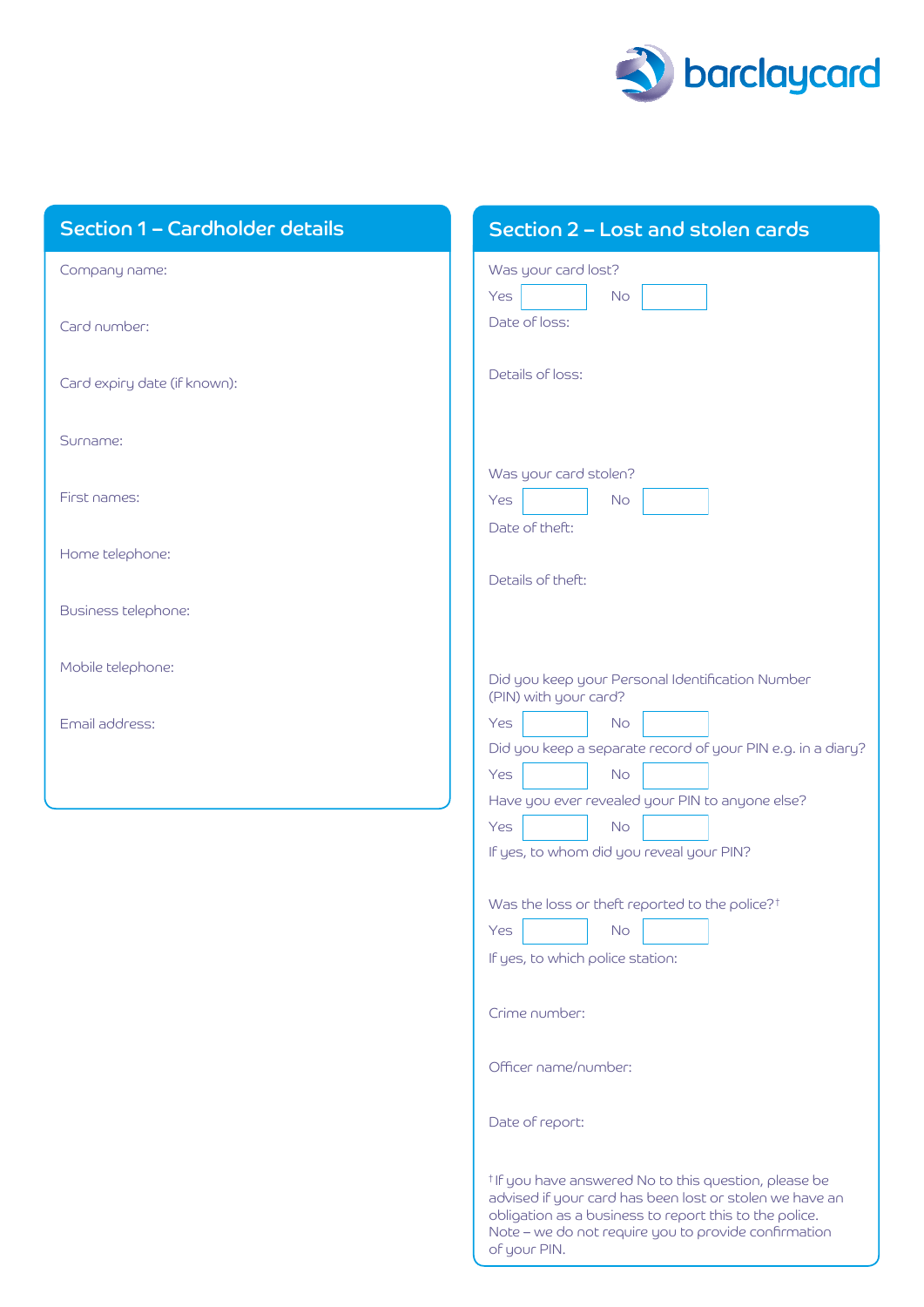barclaycard

## Section 1 – Cardholder details

Company name:

Card number:

Card expiry date (if known):

Surname:

First names:

Home telephone:

Business telephone:

Mobile telephone:

Email address:

## Section 2 – Lost and stolen cards

Was your card lost?

Yes No

Date of loss:

Details of loss:

Was your card stolen?

Yes No

Date of theft:

Details of theft:

Did you keep your Personal Identification Number (PIN) with your card?

Yes No

Did you keep a separate record of your PIN e.g. in a diary?

Yes No

Have you ever revealed your PIN to anyone else?

Yes No

If yes, to whom did you reveal your PIN?

Was the loss or theft reported to the police?†

Yes No

If yes, to which police station:

Crime number:

Officer name/number:

Date of report:

† If you have answered No to this question, please be advised if your card has been lost or stolen we have an obligation as a business to report this to the police. Note – we do not require you to provide confirmation of your PIN.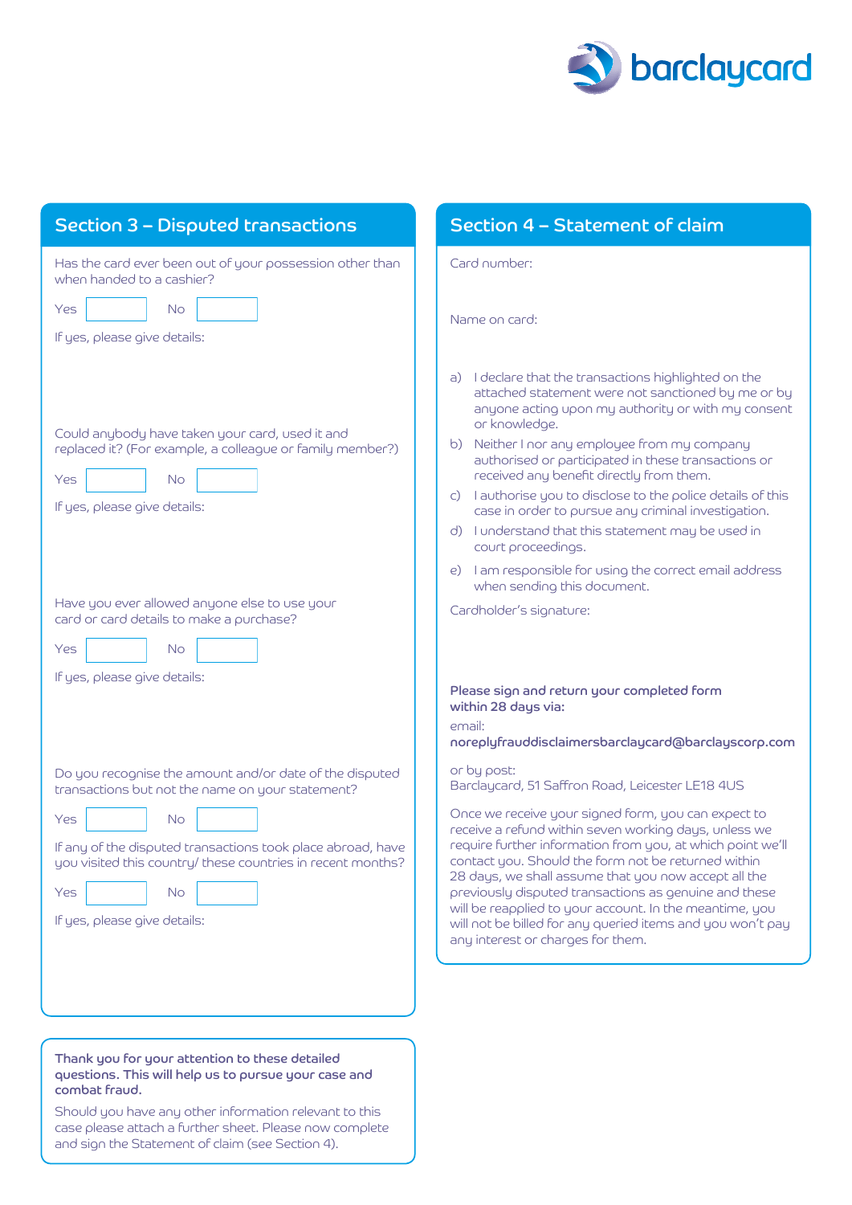barclaycard

## Section 3 – Disputed transactions

Has the card ever been out of your possession other than when handed to a cashier?

Yes ☐ No ☐

If yes, please give details:

Could anybody have taken your card, used it and replaced it? (For example, a colleague or family member?)

Yes ☐ No ☐

If yes, please give details:

Have you ever allowed anyone else to use your card or card details to make a purchase?

Yes ☐ No ☐

If yes, please give details:

Do you recognise the amount and/or date of the disputed transactions but not the name on your statement?

Yes ☐ No ☐

If any of the disputed transactions took place abroad, have you visited this country/ these countries in recent months?

Yes ☐ No ☐

If yes, please give details:

**Thank you for your attention to these detailed questions. This will help us to pursue your case and combat fraud.**

Should you have any other information relevant to this case please attach a further sheet. Please now complete and sign the Statement of claim (see Section 4).

## Section 4 – Statement of claim

Card number:

Name on card:

a) I declare that the transactions highlighted on the attached statement were not sanctioned by me or by anyone acting upon my authority or with my consent or knowledge.

b) Neither I nor any employee from my company authorised or participated in these transactions or received any benefit directly from them.

c) I authorise you to disclose to the police details of this case in order to pursue any criminal investigation.

d) I understand that this statement may be used in court proceedings.

e) I am responsible for using the correct email address when sending this document.

Cardholder's signature:

**Please sign and return your completed form within 28 days via:**

email:
**noreplyfrauddisclaimersbarclaycard@barclayscorp.com**

or by post:
Barclaycard, 51 Saffron Road, Leicester LE18 4US

Once we receive your signed form, you can expect to receive a refund within seven working days, unless we require further information from you, at which point we'll contact you. Should the form not be returned within 28 days, we shall assume that you now accept all the previously disputed transactions as genuine and these will be reapplied to your account. In the meantime, you will not be billed for any queried items and you won't pay any interest or charges for them.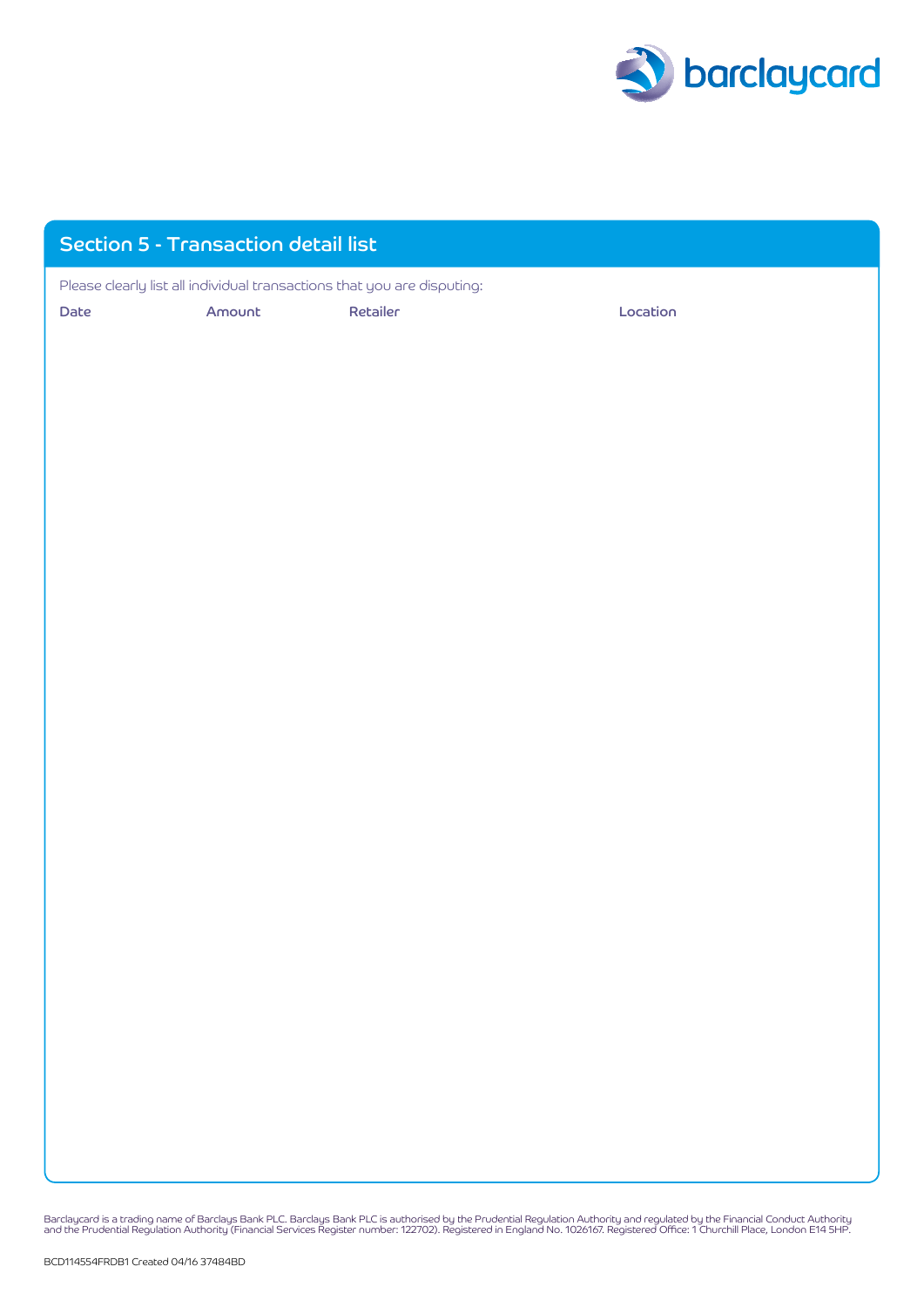barclaycard

## Section 5 - Transaction detail list

Please clearly list all individual transactions that you are disputing:

| Date | Amount | Retailer | Location |
| --- | --- | --- | --- |

Barclaycard is a trading name of Barclays Bank PLC. Barclays Bank PLC is authorised by the Prudential Regulation Authority and regulated by the Financial Conduct Authority and the Prudential Regulation Authority (Financial Services Register number: 122702). Registered in England No. 1026167. Registered Office: 1 Churchill Place, London E14 5HP.

BCD114554FRDB1 Created 04/16 37484BD